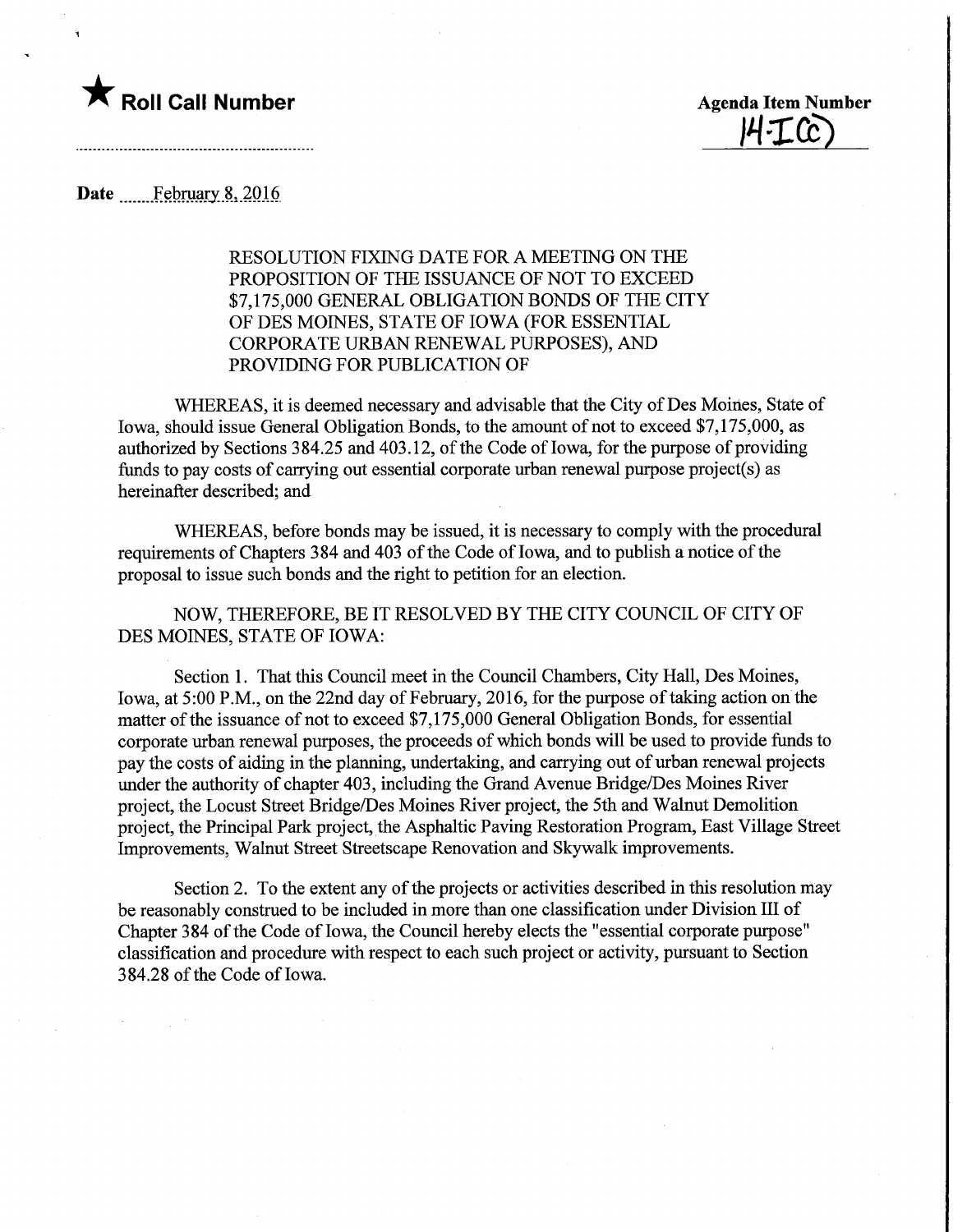★ **Roll Call Number**

**Agenda Item Number**
14-I(C)

**Date** February 8, 2016

RESOLUTION FIXING DATE FOR A MEETING ON THE PROPOSITION OF THE ISSUANCE OF NOT TO EXCEED $7,175,000 GENERAL OBLIGATION BONDS OF THE CITY OF DES MOINES, STATE OF IOWA (FOR ESSENTIAL CORPORATE URBAN RENEWAL PURPOSES), AND PROVIDING FOR PUBLICATION OF

WHEREAS, it is deemed necessary and advisable that the City of Des Moines, State of Iowa, should issue General Obligation Bonds, to the amount of not to exceed $7,175,000, as authorized by Sections 384.25 and 403.12, of the Code of Iowa, for the purpose of providing funds to pay costs of carrying out essential corporate urban renewal purpose project(s) as hereinafter described; and

WHEREAS, before bonds may be issued, it is necessary to comply with the procedural requirements of Chapters 384 and 403 of the Code of Iowa, and to publish a notice of the proposal to issue such bonds and the right to petition for an election.

NOW, THEREFORE, BE IT RESOLVED BY THE CITY COUNCIL OF CITY OF DES MOINES, STATE OF IOWA:

Section 1. That this Council meet in the Council Chambers, City Hall, Des Moines, Iowa, at 5:00 P.M., on the 22nd day of February, 2016, for the purpose of taking action on the matter of the issuance of not to exceed $7,175,000 General Obligation Bonds, for essential corporate urban renewal purposes, the proceeds of which bonds will be used to provide funds to pay the costs of aiding in the planning, undertaking, and carrying out of urban renewal projects under the authority of chapter 403, including the Grand Avenue Bridge/Des Moines River project, the Locust Street Bridge/Des Moines River project, the 5th and Walnut Demolition project, the Principal Park project, the Asphaltic Paving Restoration Program, East Village Street Improvements, Walnut Street Streetscape Renovation and Skywalk improvements.

Section 2. To the extent any of the projects or activities described in this resolution may be reasonably construed to be included in more than one classification under Division III of Chapter 384 of the Code of Iowa, the Council hereby elects the "essential corporate purpose" classification and procedure with respect to each such project or activity, pursuant to Section 384.28 of the Code of Iowa.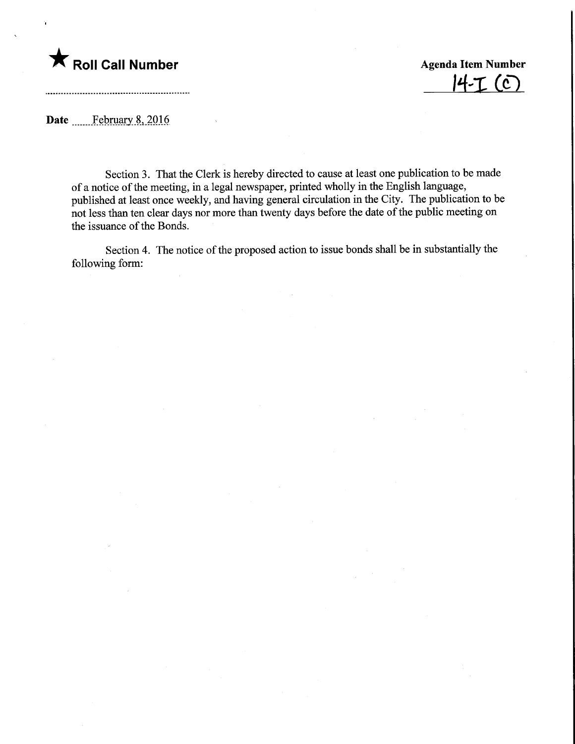★ **Roll Call Number**

**Agenda Item Number** 14-I (C)

**Date** February 8, 2016

Section 3. That the Clerk is hereby directed to cause at least one publication to be made of a notice of the meeting, in a legal newspaper, printed wholly in the English language, published at least once weekly, and having general circulation in the City. The publication to be not less than ten clear days nor more than twenty days before the date of the public meeting on the issuance of the Bonds.

Section 4. The notice of the proposed action to issue bonds shall be in substantially the following form: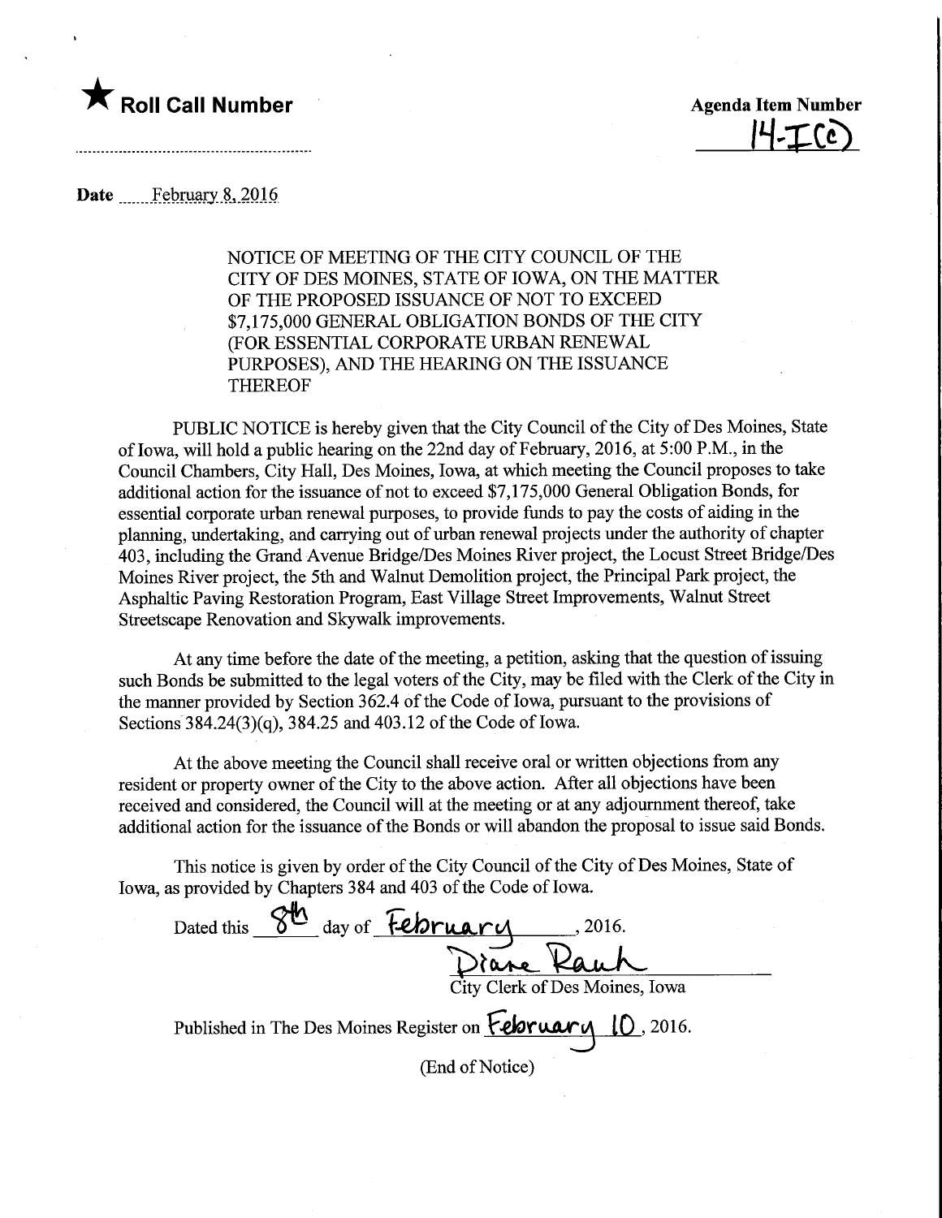★ **Roll Call Number**

**Agenda Item Number**
14-I(c)

**Date** February 8, 2016

NOTICE OF MEETING OF THE CITY COUNCIL OF THE CITY OF DES MOINES, STATE OF IOWA, ON THE MATTER OF THE PROPOSED ISSUANCE OF NOT TO EXCEED $7,175,000 GENERAL OBLIGATION BONDS OF THE CITY (FOR ESSENTIAL CORPORATE URBAN RENEWAL PURPOSES), AND THE HEARING ON THE ISSUANCE THEREOF

PUBLIC NOTICE is hereby given that the City Council of the City of Des Moines, State of Iowa, will hold a public hearing on the 22nd day of February, 2016, at 5:00 P.M., in the Council Chambers, City Hall, Des Moines, Iowa, at which meeting the Council proposes to take additional action for the issuance of not to exceed $7,175,000 General Obligation Bonds, for essential corporate urban renewal purposes, to provide funds to pay the costs of aiding in the planning, undertaking, and carrying out of urban renewal projects under the authority of chapter 403, including the Grand Avenue Bridge/Des Moines River project, the Locust Street Bridge/Des Moines River project, the 5th and Walnut Demolition project, the Principal Park project, the Asphaltic Paving Restoration Program, East Village Street Improvements, Walnut Street Streetscape Renovation and Skywalk improvements.

At any time before the date of the meeting, a petition, asking that the question of issuing such Bonds be submitted to the legal voters of the City, may be filed with the Clerk of the City in the manner provided by Section 362.4 of the Code of Iowa, pursuant to the provisions of Sections 384.24(3)(q), 384.25 and 403.12 of the Code of Iowa.

At the above meeting the Council shall receive oral or written objections from any resident or property owner of the City to the above action. After all objections have been received and considered, the Council will at the meeting or at any adjournment thereof, take additional action for the issuance of the Bonds or will abandon the proposal to issue said Bonds.

This notice is given by order of the City Council of the City of Des Moines, State of Iowa, as provided by Chapters 384 and 403 of the Code of Iowa.

Dated this 8th day of February, 2016.

Diane Rauh
City Clerk of Des Moines, Iowa

Published in The Des Moines Register on February 10, 2016.

(End of Notice)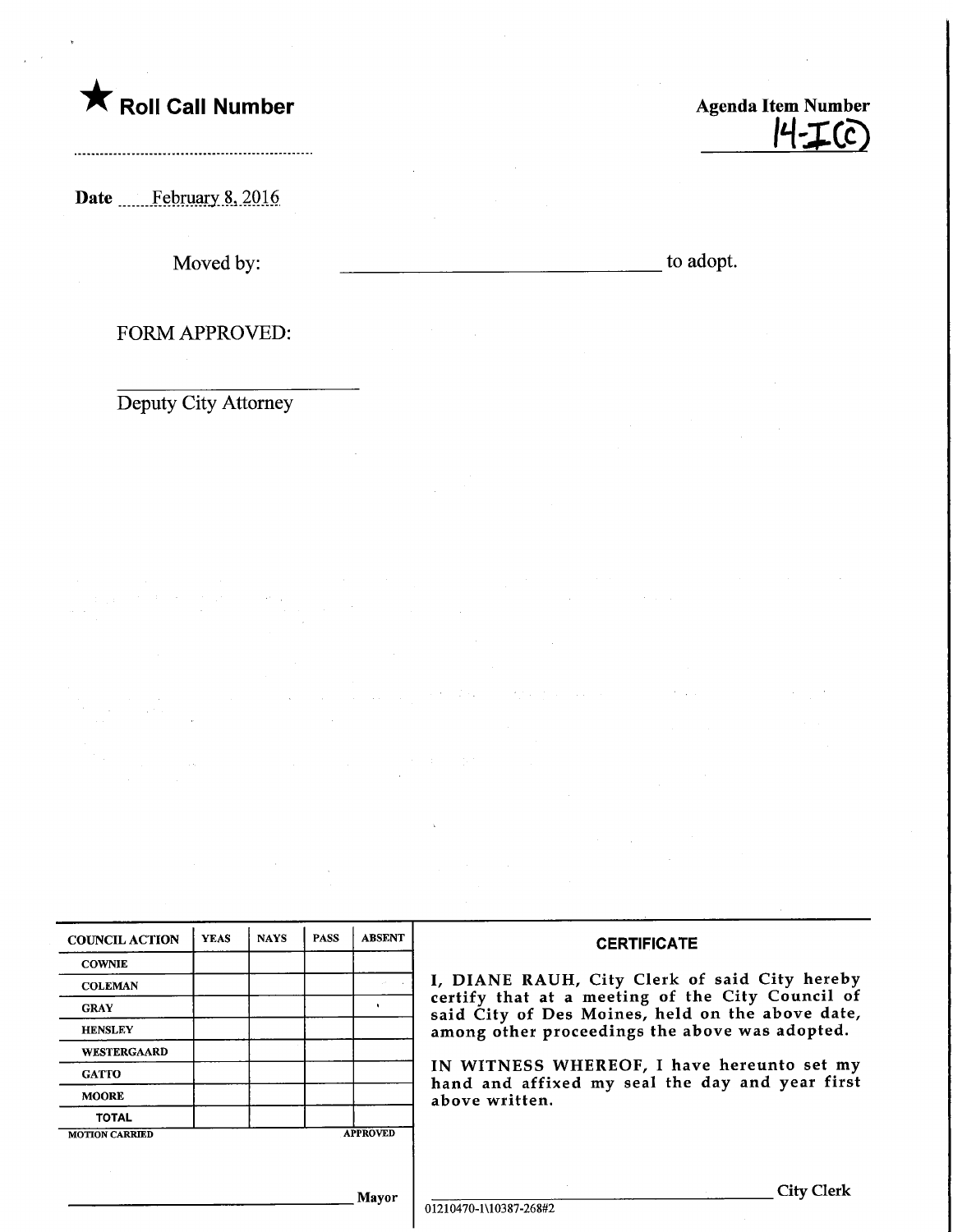★ **Roll Call Number**

**Agenda Item Number**
14-I(C)

..........................................................

**Date** February 8, 2016

Moved by: ______________________________ to adopt.

FORM APPROVED:

______________________
Deputy City Attorney

| COUNCIL ACTION | YEAS | NAYS | PASS | ABSENT |
|---|---|---|---|---|
| COWNIE | | | | |
| COLEMAN | | | | |
| GRAY | | | | |
| HENSLEY | | | | |
| WESTERGAARD | | | | |
| GATTO | | | | |
| MOORE | | | | |
| TOTAL | | | | |

MOTION CARRIED APPROVED

______________________________ Mayor

**CERTIFICATE**

I, DIANE RAUH, City Clerk of said City hereby certify that at a meeting of the City Council of said City of Des Moines, held on the above date, among other proceedings the above was adopted.

IN WITNESS WHEREOF, I have hereunto set my hand and affixed my seal the day and year first above written.

______________________________ City Clerk

01210470-1\10387-268#2